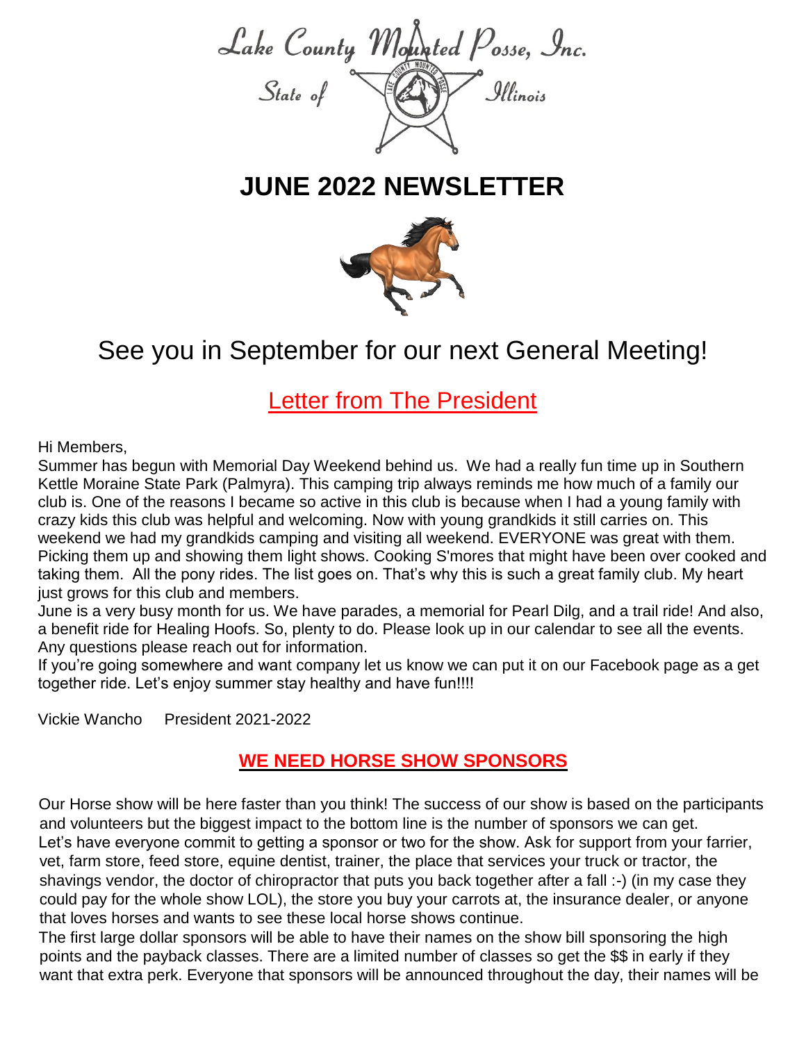Lake County Mounted Posse, Inc.

State of Illinois

# JUNE 2022 NEWSLETTER

## See you in September for our next General Meeting!

## Letter from The President

Hi Members,

Summer has begun with Memorial Day Weekend behind us. We had a really fun time up in Southern Kettle Moraine State Park (Palmyra). This camping trip always reminds me how much of a family our club is. One of the reasons I became so active in this club is because when I had a young family with crazy kids this club was helpful and welcoming. Now with young grandkids it still carries on. This weekend we had my grandkids camping and visiting all weekend. EVERYONE was great with them. Picking them up and showing them light shows. Cooking S'mores that might have been over cooked and taking them. All the pony rides. The list goes on. That's why this is such a great family club. My heart just grows for this club and members.

June is a very busy month for us. We have parades, a memorial for Pearl Dilg, and a trail ride! And also, a benefit ride for Healing Hoofs. So, plenty to do. Please look up in our calendar to see all the events. Any questions please reach out for information.

If you're going somewhere and want company let us know we can put it on our Facebook page as a get together ride. Let's enjoy summer stay healthy and have fun!!!!

Vickie Wancho   President 2021-2022

## WE NEED HORSE SHOW SPONSORS

Our Horse show will be here faster than you think! The success of our show is based on the participants and volunteers but the biggest impact to the bottom line is the number of sponsors we can get. Let's have everyone commit to getting a sponsor or two for the show. Ask for support from your farrier, vet, farm store, feed store, equine dentist, trainer, the place that services your truck or tractor, the shavings vendor, the doctor of chiropractor that puts you back together after a fall :-) (in my case they could pay for the whole show LOL), the store you buy your carrots at, the insurance dealer, or anyone that loves horses and wants to see these local horse shows continue.

The first large dollar sponsors will be able to have their names on the show bill sponsoring the high points and the payback classes. There are a limited number of classes so get the $$ in early if they want that extra perk. Everyone that sponsors will be announced throughout the day, their names will be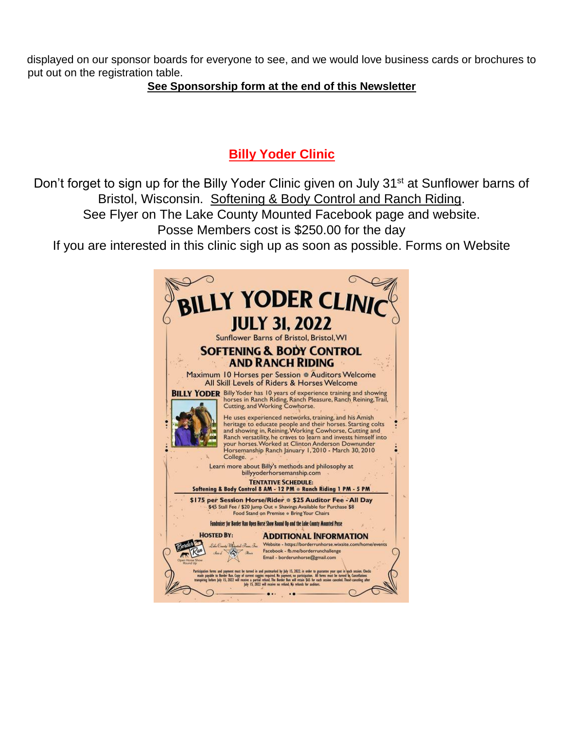displayed on our sponsor boards for everyone to see, and we would love business cards or brochures to put out on the registration table.

**See Sponsorship form at the end of this Newsletter**

## Billy Yoder Clinic

Don't forget to sign up for the Billy Yoder Clinic given on July 31st at Sunflower barns of Bristol, Wisconsin. Softening & Body Control and Ranch Riding.

See Flyer on The Lake County Mounted Facebook page and website.

Posse Members cost is $250.00 for the day

If you are interested in this clinic sigh up as soon as possible. Forms on Website

# BILLY YODER CLINIC

## JULY 31, 2022

Sunflower Barns of Bristol, Bristol, WI

### SOFTENING & BODY CONTROL AND RANCH RIDING

Maximum 10 Horses per Session • Auditors Welcome

All Skill Levels of Riders & Horses Welcome

**BILLY YODER** Billy Yoder has 10 years of experience training and showing horses in Ranch Riding, Ranch Pleasure, Ranch Reining, Trail, Cutting, and Working Cowhorse.

He uses experienced networks, training, and his Amish heritage to educate people and their horses. Starting colts and showing in, Reining, Working Cowhorse, Cutting and Ranch versatility, he craves to learn and invests himself into your horses. Worked at Clinton Anderson Downunder Horsemanship Ranch January 1, 2010 - March 30, 2010 College.

Learn more about Billy's methods and philosophy at billyyoderhorsemanship.com

**TENTATIVE SCHEDULE:**

**Softening & Body Control 8 AM - 12 PM • Ranch Riding 1 PM - 5 PM**

**$175 per Session Horse/Rider • $25 Auditor Fee - All Day**

$45 Stall Fee / $20 Jump Out • Shavings Available for Purchase $8

Food Stand on Premise • Bring Your Chairs

Fundraiser for Border Run Open Horse Show Round Up and the Lake County Mounted Posse

**HOSTED BY:**

Border Run Open Horse Show Round Up

Lake County Mounted Posse, Inc. State of Illinois

**ADDITIONAL INFORMATION**

Website - https://borderrunhorse.wixsite.com/home/events

Facebook - fb.me/borderrunchallenge

Email - borderunhorse@gmail.com

Participation forms and payment must be turned in and postmarked by July 15, 2022 in order to guarantee your spot in each session. Checks made payable to Border Run. Copy of current coggins required. No payment, no participation. All forms must be turned in. Cancellations transpiring before July 15, 2022 will receive a partial refund. The Border Run will retain $65 for each session canceled. Those canceling after July 15, 2022 will receive no refund. No refunds for auditors.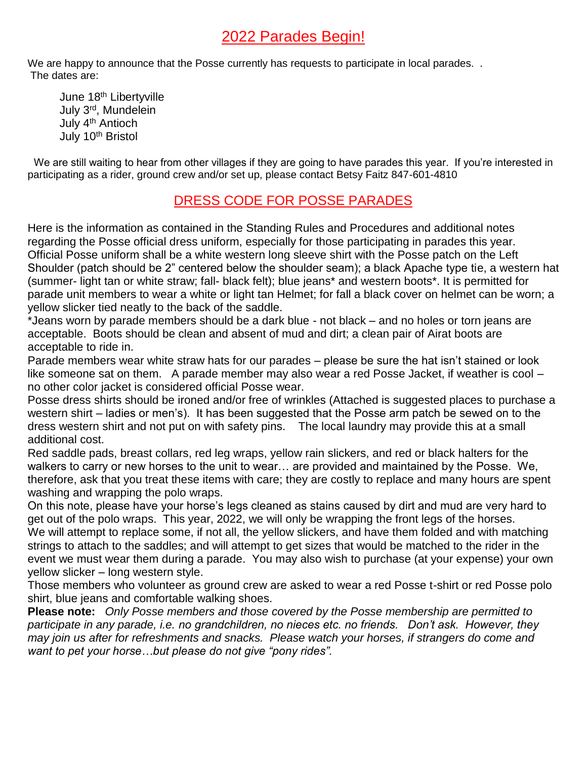## 2022 Parades Begin!

We are happy to announce that the Posse currently has requests to participate in local parades. .
The dates are:

June 18th Libertyville
July 3rd, Mundelein
July 4th Antioch
July 10th Bristol

We are still waiting to hear from other villages if they are going to have parades this year. If you're interested in participating as a rider, ground crew and/or set up, please contact Betsy Faitz 847-601-4810

## DRESS CODE FOR POSSE PARADES

Here is the information as contained in the Standing Rules and Procedures and additional notes regarding the Posse official dress uniform, especially for those participating in parades this year. Official Posse uniform shall be a white western long sleeve shirt with the Posse patch on the Left Shoulder (patch should be 2" centered below the shoulder seam); a black Apache type tie, a western hat (summer- light tan or white straw; fall- black felt); blue jeans* and western boots*. It is permitted for parade unit members to wear a white or light tan Helmet; for fall a black cover on helmet can be worn; a yellow slicker tied neatly to the back of the saddle.

*Jeans worn by parade members should be a dark blue - not black – and no holes or torn jeans are acceptable. Boots should be clean and absent of mud and dirt; a clean pair of Airat boots are acceptable to ride in.

Parade members wear white straw hats for our parades – please be sure the hat isn't stained or look like someone sat on them. A parade member may also wear a red Posse Jacket, if weather is cool – no other color jacket is considered official Posse wear.

Posse dress shirts should be ironed and/or free of wrinkles (Attached is suggested places to purchase a western shirt – ladies or men's). It has been suggested that the Posse arm patch be sewed on to the dress western shirt and not put on with safety pins. The local laundry may provide this at a small additional cost.

Red saddle pads, breast collars, red leg wraps, yellow rain slickers, and red or black halters for the walkers to carry or new horses to the unit to wear… are provided and maintained by the Posse. We, therefore, ask that you treat these items with care; they are costly to replace and many hours are spent washing and wrapping the polo wraps.

On this note, please have your horse's legs cleaned as stains caused by dirt and mud are very hard to get out of the polo wraps. This year, 2022, we will only be wrapping the front legs of the horses.

We will attempt to replace some, if not all, the yellow slickers, and have them folded and with matching strings to attach to the saddles; and will attempt to get sizes that would be matched to the rider in the event we must wear them during a parade. You may also wish to purchase (at your expense) your own yellow slicker – long western style.

Those members who volunteer as ground crew are asked to wear a red Posse t-shirt or red Posse polo shirt, blue jeans and comfortable walking shoes.

**Please note:** *Only Posse members and those covered by the Posse membership are permitted to participate in any parade, i.e. no grandchildren, no nieces etc. no friends. Don't ask. However, they may join us after for refreshments and snacks. Please watch your horses, if strangers do come and want to pet your horse…but please do not give "pony rides".*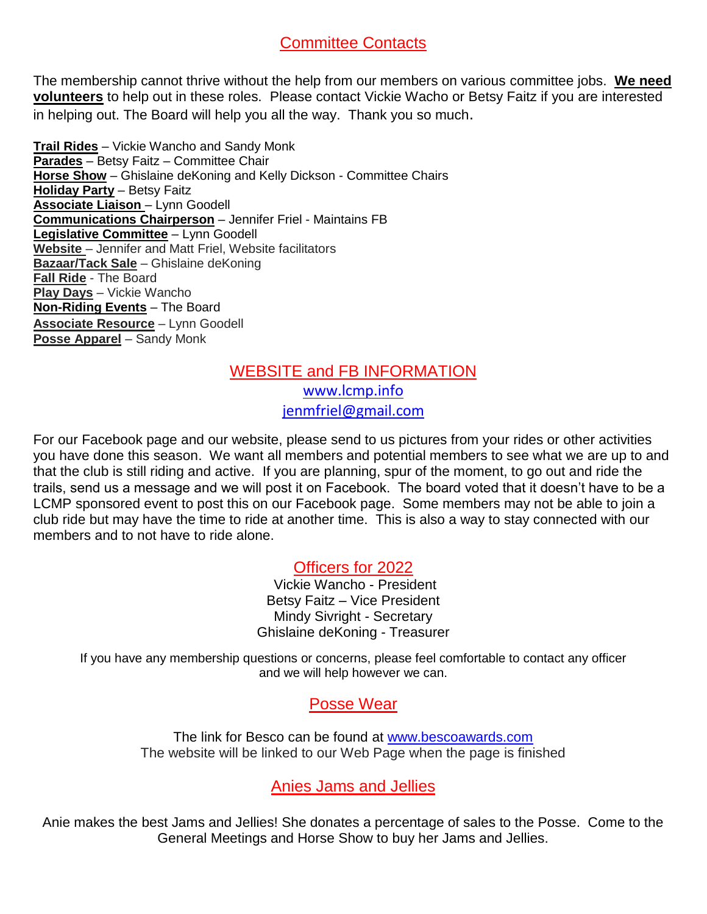## Committee Contacts

The membership cannot thrive without the help from our members on various committee jobs. **We need volunteers** to help out in these roles. Please contact Vickie Wacho or Betsy Faitz if you are interested in helping out. The Board will help you all the way. Thank you so much.

**Trail Rides** – Vickie Wancho and Sandy Monk
**Parades** – Betsy Faitz – Committee Chair
**Horse Show** – Ghislaine deKoning and Kelly Dickson - Committee Chairs
**Holiday Party** – Betsy Faitz
**Associate Liaison** – Lynn Goodell
**Communications Chairperson** – Jennifer Friel - Maintains FB
**Legislative Committee** – Lynn Goodell
**Website** – Jennifer and Matt Friel, Website facilitators
**Bazaar/Tack Sale** – Ghislaine deKoning
**Fall Ride** - The Board
**Play Days** – Vickie Wancho
**Non-Riding Events** – The Board
**Associate Resource** – Lynn Goodell
**Posse Apparel** – Sandy Monk

## WEBSITE and FB INFORMATION

www.lcmp.info
jenmfriel@gmail.com

For our Facebook page and our website, please send to us pictures from your rides or other activities you have done this season. We want all members and potential members to see what we are up to and that the club is still riding and active. If you are planning, spur of the moment, to go out and ride the trails, send us a message and we will post it on Facebook. The board voted that it doesn't have to be a LCMP sponsored event to post this on our Facebook page. Some members may not be able to join a club ride but may have the time to ride at another time. This is also a way to stay connected with our members and to not have to ride alone.

## Officers for 2022

Vickie Wancho - President
Betsy Faitz – Vice President
Mindy Sivright - Secretary
Ghislaine deKoning - Treasurer

If you have any membership questions or concerns, please feel comfortable to contact any officer and we will help however we can.

## Posse Wear

The link for Besco can be found at www.bescoawards.com
The website will be linked to our Web Page when the page is finished

## Anies Jams and Jellies

Anie makes the best Jams and Jellies! She donates a percentage of sales to the Posse. Come to the General Meetings and Horse Show to buy her Jams and Jellies.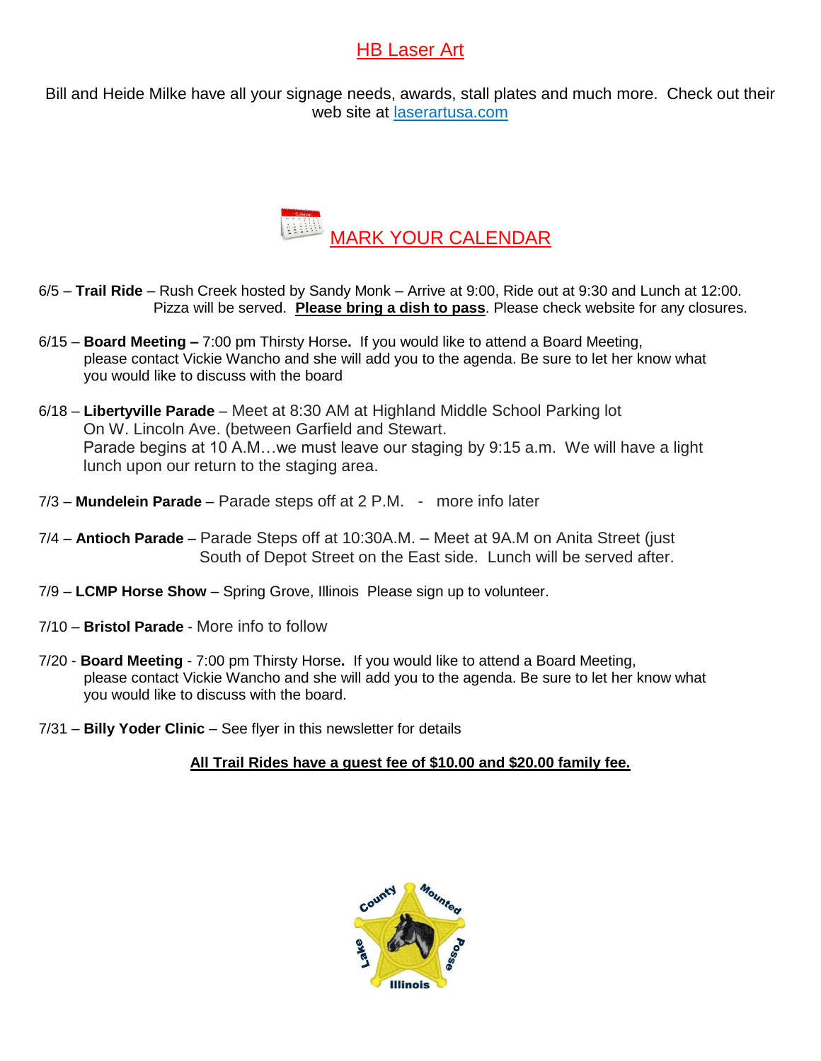## HB Laser Art

Bill and Heide Milke have all your signage needs, awards, stall plates and much more. Check out their web site at laserartusa.com

## MARK YOUR CALENDAR

6/5 – **Trail Ride** – Rush Creek hosted by Sandy Monk – Arrive at 9:00, Ride out at 9:30 and Lunch at 12:00. Pizza will be served. **Please bring a dish to pass**. Please check website for any closures.

6/15 – **Board Meeting –** 7:00 pm Thirsty Horse**.** If you would like to attend a Board Meeting, please contact Vickie Wancho and she will add you to the agenda. Be sure to let her know what you would like to discuss with the board

6/18 – **Libertyville Parade** – Meet at 8:30 AM at Highland Middle School Parking lot On W. Lincoln Ave. (between Garfield and Stewart. Parade begins at 10 A.M…we must leave our staging by 9:15 a.m. We will have a light lunch upon our return to the staging area.

7/3 – **Mundelein Parade** – Parade steps off at 2 P.M. - more info later

7/4 – **Antioch Parade** – Parade Steps off at 10:30A.M. – Meet at 9A.M on Anita Street (just South of Depot Street on the East side. Lunch will be served after.

7/9 – **LCMP Horse Show** – Spring Grove, Illinois Please sign up to volunteer.

7/10 – **Bristol Parade** - More info to follow

7/20 - **Board Meeting** - 7:00 pm Thirsty Horse**.** If you would like to attend a Board Meeting, please contact Vickie Wancho and she will add you to the agenda. Be sure to let her know what you would like to discuss with the board.

7/31 – **Billy Yoder Clinic** – See flyer in this newsletter for details

**All Trail Rides have a guest fee of $10.00 and $20.00 family fee.**

Lake County Mounted Posse Illinois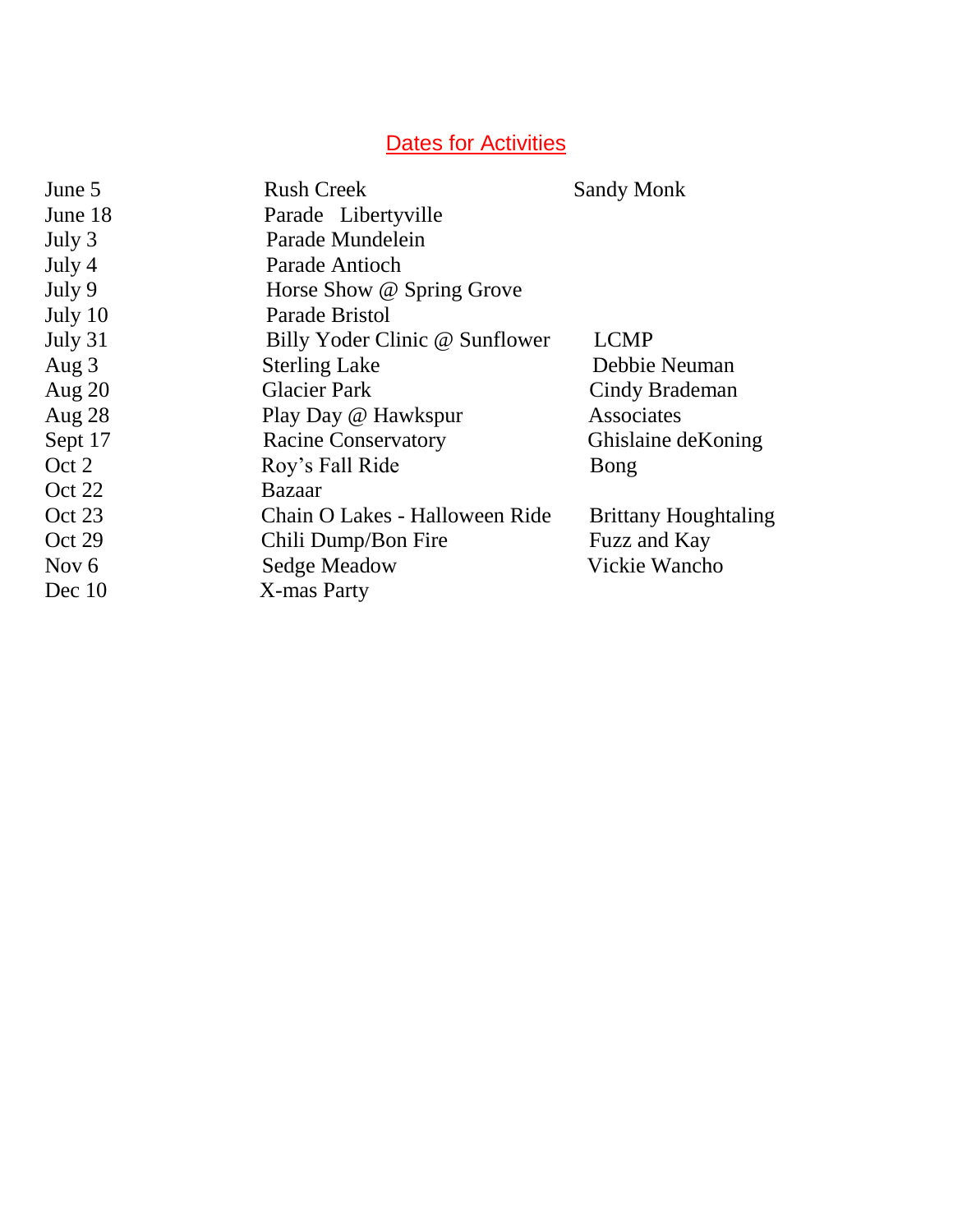## Dates for Activities

| | | |
|---|---|---|
| June 5 | Rush Creek | Sandy Monk |
| June 18 | Parade Libertyville | |
| July 3 | Parade Mundelein | |
| July 4 | Parade Antioch | |
| July 9 | Horse Show @ Spring Grove | |
| July 10 | Parade Bristol | |
| July 31 | Billy Yoder Clinic @ Sunflower | LCMP |
| Aug 3 | Sterling Lake | Debbie Neuman |
| Aug 20 | Glacier Park | Cindy Brademan |
| Aug 28 | Play Day @ Hawkspur | Associates |
| Sept 17 | Racine Conservatory | Ghislaine deKoning |
| Oct 2 | Roy's Fall Ride | Bong |
| Oct 22 | Bazaar | |
| Oct 23 | Chain O Lakes - Halloween Ride | Brittany Houghtaling |
| Oct 29 | Chili Dump/Bon Fire | Fuzz and Kay |
| Nov 6 | Sedge Meadow | Vickie Wancho |
| Dec 10 | X-mas Party | |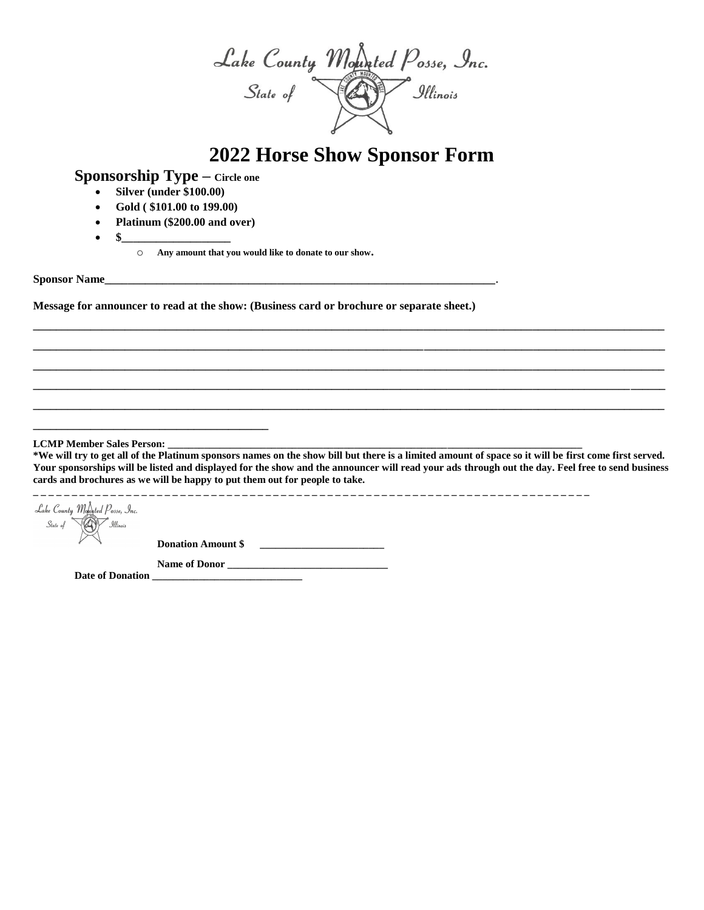Lake County Mounted Posse, Inc.
State of Illinois

# 2022 Horse Show Sponsor Form

## Sponsorship Type – Circle one

- **Silver (under $100.00)**
- **Gold ( $101.00 to 199.00)**
- **Platinum ($200.00 and over)**
- **$___________________**
  - **Any amount that you would like to donate to our show.**

**Sponsor Name**_______________________________________________________________________.

**Message for announcer to read at the show: (Business card or brochure or separate sheet.)**

_____________________________________________________________________________________________________

_____________________________________________________________________________________________________

_____________________________________________________________________________________________________

_____________________________________________________________________________________________________

_____________________________________________________________________________________________________

__________________________________________

**LCMP Member Sales Person:** ______________________________________________________________________________

**\*We will try to get all of the Platinum sponsors names on the show bill but there is a limited amount of space so it will be first come first served. Your sponsorships will be listed and displayed for the show and the announcer will read your ads through out the day. Feel free to send business cards and brochures as we will be happy to put them out for people to take.**

_ _ _ _ _ _ _ _ _ _ _ _ _ _ _ _ _ _ _ _ _ _ _ _ _ _ _ _ _ _ _ _ _ _ _ _ _ _ _ _ _ _ _ _ _ _ _ _ _ _ _ _ _ _ _ _ _ _ _ _ _ _ _ _ _ _ _ _ _ _ _

Lake County Mounted Posse, Inc.
State of Illinois

**Donation Amount $** ________________________

**Name of Donor** _______________________________

**Date of Donation** _____________________________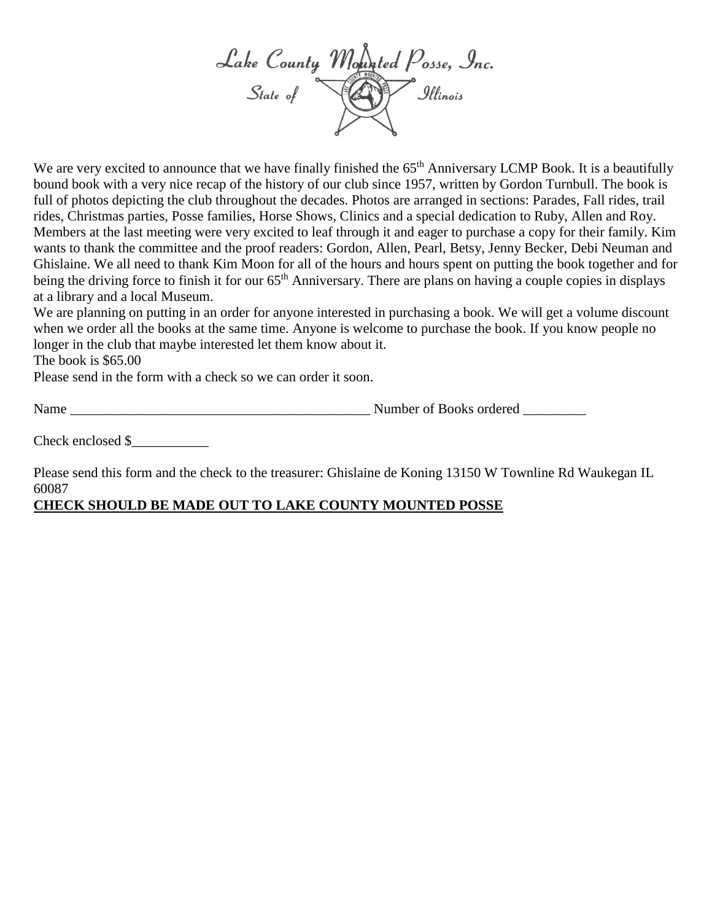Lake County Mounted Posse, Inc.
State of Illinois

We are very excited to announce that we have finally finished the 65th Anniversary LCMP Book. It is a beautifully bound book with a very nice recap of the history of our club since 1957, written by Gordon Turnbull. The book is full of photos depicting the club throughout the decades. Photos are arranged in sections: Parades, Fall rides, trail rides, Christmas parties, Posse families, Horse Shows, Clinics and a special dedication to Ruby, Allen and Roy. Members at the last meeting were very excited to leaf through it and eager to purchase a copy for their family. Kim wants to thank the committee and the proof readers: Gordon, Allen, Pearl, Betsy, Jenny Becker, Debi Neuman and Ghislaine. We all need to thank Kim Moon for all of the hours and hours spent on putting the book together and for being the driving force to finish it for our 65th Anniversary. There are plans on having a couple copies in displays at a library and a local Museum.

We are planning on putting in an order for anyone interested in purchasing a book. We will get a volume discount when we order all the books at the same time. Anyone is welcome to purchase the book. If you know people no longer in the club that maybe interested let them know about it.

The book is $65.00

Please send in the form with a check so we can order it soon.

Name _____________________________________________ Number of Books ordered _________

Check enclosed $___________

Please send this form and the check to the treasurer: Ghislaine de Koning 13150 W Townline Rd Waukegan IL 60087

**CHECK SHOULD BE MADE OUT TO LAKE COUNTY MOUNTED POSSE**